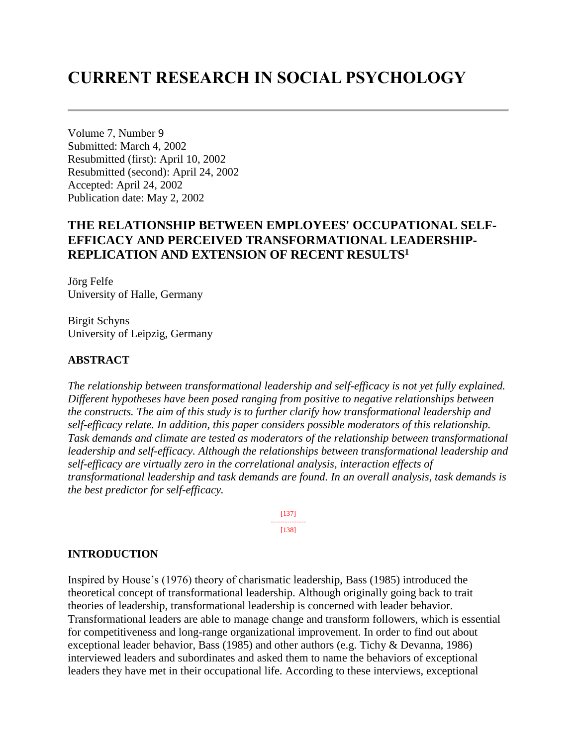# CURRENT RESEARCH IN SOCIAL PSYCHOLOGY

Volume 7, Number 9
Submitted: March 4, 2002
Resubmitted (first): April 10, 2002
Resubmitted (second): April 24, 2002
Accepted: April 24, 2002
Publication date: May 2, 2002

## THE RELATIONSHIP BETWEEN EMPLOYEES' OCCUPATIONAL SELF-EFFICACY AND PERCEIVED TRANSFORMATIONAL LEADERSHIP-REPLICATION AND EXTENSION OF RECENT RESULTS[1]

Jörg Felfe
University of Halle, Germany

Birgit Schyns
University of Leipzig, Germany

### ABSTRACT

*The relationship between transformational leadership and self-efficacy is not yet fully explained. Different hypotheses have been posed ranging from positive to negative relationships between the constructs. The aim of this study is to further clarify how transformational leadership and self-efficacy relate. In addition, this paper considers possible moderators of this relationship. Task demands and climate are tested as moderators of the relationship between transformational leadership and self-efficacy. Although the relationships between transformational leadership and self-efficacy are virtually zero in the correlational analysis, interaction effects of transformational leadership and task demands are found. In an overall analysis, task demands is the best predictor for self-efficacy.*

### INTRODUCTION

Inspired by House's (1976) theory of charismatic leadership, Bass (1985) introduced the theoretical concept of transformational leadership. Although originally going back to trait theories of leadership, transformational leadership is concerned with leader behavior. Transformational leaders are able to manage change and transform followers, which is essential for competitiveness and long-range organizational improvement. In order to find out about exceptional leader behavior, Bass (1985) and other authors (e.g. Tichy & Devanna, 1986) interviewed leaders and subordinates and asked them to name the behaviors of exceptional leaders they have met in their occupational life. According to these interviews, exceptional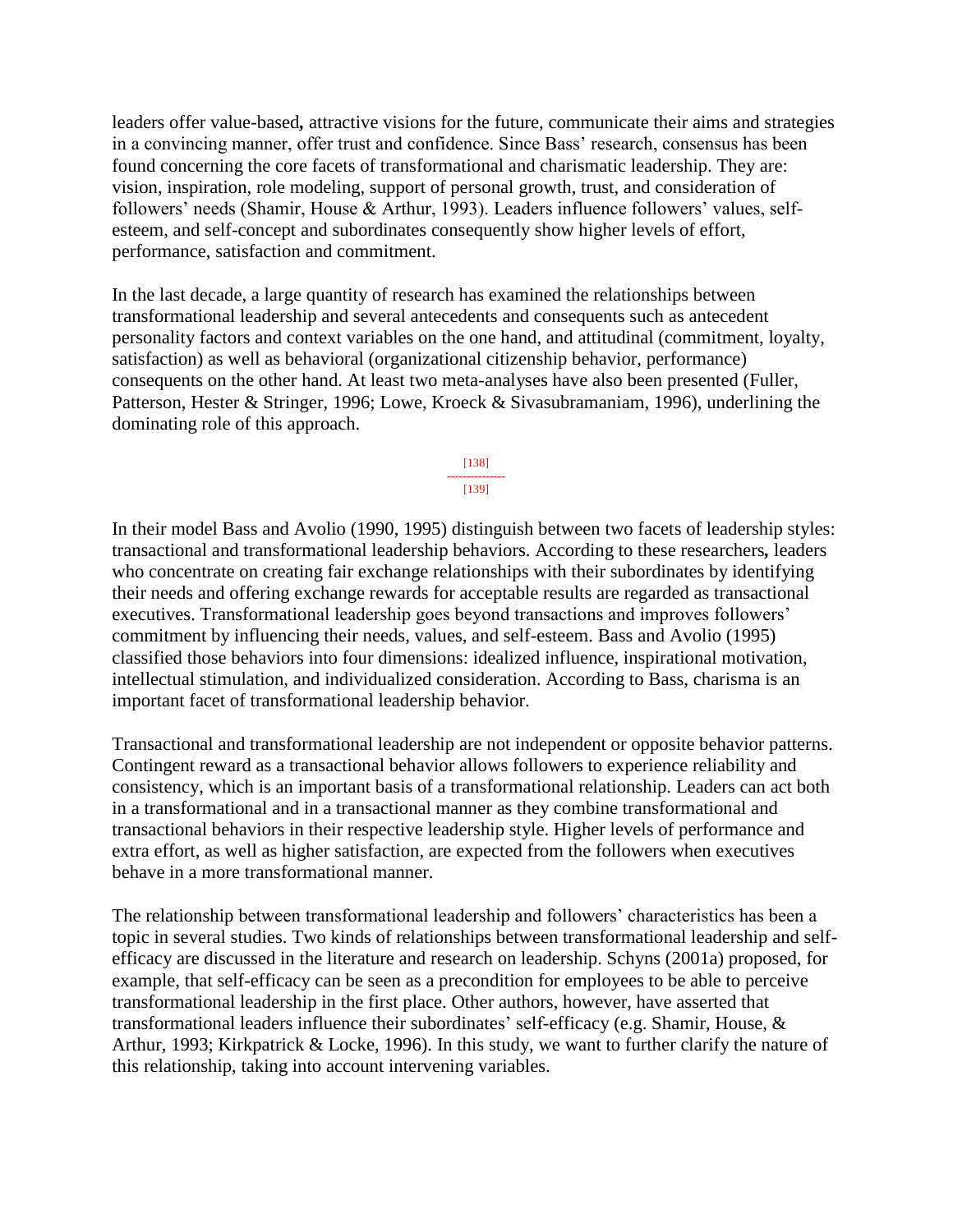leaders offer value-based, attractive visions for the future, communicate their aims and strategies in a convincing manner, offer trust and confidence. Since Bass' research, consensus has been found concerning the core facets of transformational and charismatic leadership. They are: vision, inspiration, role modeling, support of personal growth, trust, and consideration of followers' needs (Shamir, House & Arthur, 1993). Leaders influence followers' values, self-esteem, and self-concept and subordinates consequently show higher levels of effort, performance, satisfaction and commitment.

In the last decade, a large quantity of research has examined the relationships between transformational leadership and several antecedents and consequents such as antecedent personality factors and context variables on the one hand, and attitudinal (commitment, loyalty, satisfaction) as well as behavioral (organizational citizenship behavior, performance) consequents on the other hand. At least two meta-analyses have also been presented (Fuller, Patterson, Hester & Stringer, 1996; Lowe, Kroeck & Sivasubramaniam, 1996), underlining the dominating role of this approach.

In their model Bass and Avolio (1990, 1995) distinguish between two facets of leadership styles: transactional and transformational leadership behaviors. According to these researchers, leaders who concentrate on creating fair exchange relationships with their subordinates by identifying their needs and offering exchange rewards for acceptable results are regarded as transactional executives. Transformational leadership goes beyond transactions and improves followers' commitment by influencing their needs, values, and self-esteem. Bass and Avolio (1995) classified those behaviors into four dimensions: idealized influence, inspirational motivation, intellectual stimulation, and individualized consideration. According to Bass, charisma is an important facet of transformational leadership behavior.

Transactional and transformational leadership are not independent or opposite behavior patterns. Contingent reward as a transactional behavior allows followers to experience reliability and consistency, which is an important basis of a transformational relationship. Leaders can act both in a transformational and in a transactional manner as they combine transformational and transactional behaviors in their respective leadership style. Higher levels of performance and extra effort, as well as higher satisfaction, are expected from the followers when executives behave in a more transformational manner.

The relationship between transformational leadership and followers' characteristics has been a topic in several studies. Two kinds of relationships between transformational leadership and self-efficacy are discussed in the literature and research on leadership. Schyns (2001a) proposed, for example, that self-efficacy can be seen as a precondition for employees to be able to perceive transformational leadership in the first place. Other authors, however, have asserted that transformational leaders influence their subordinates' self-efficacy (e.g. Shamir, House, & Arthur, 1993; Kirkpatrick & Locke, 1996). In this study, we want to further clarify the nature of this relationship, taking into account intervening variables.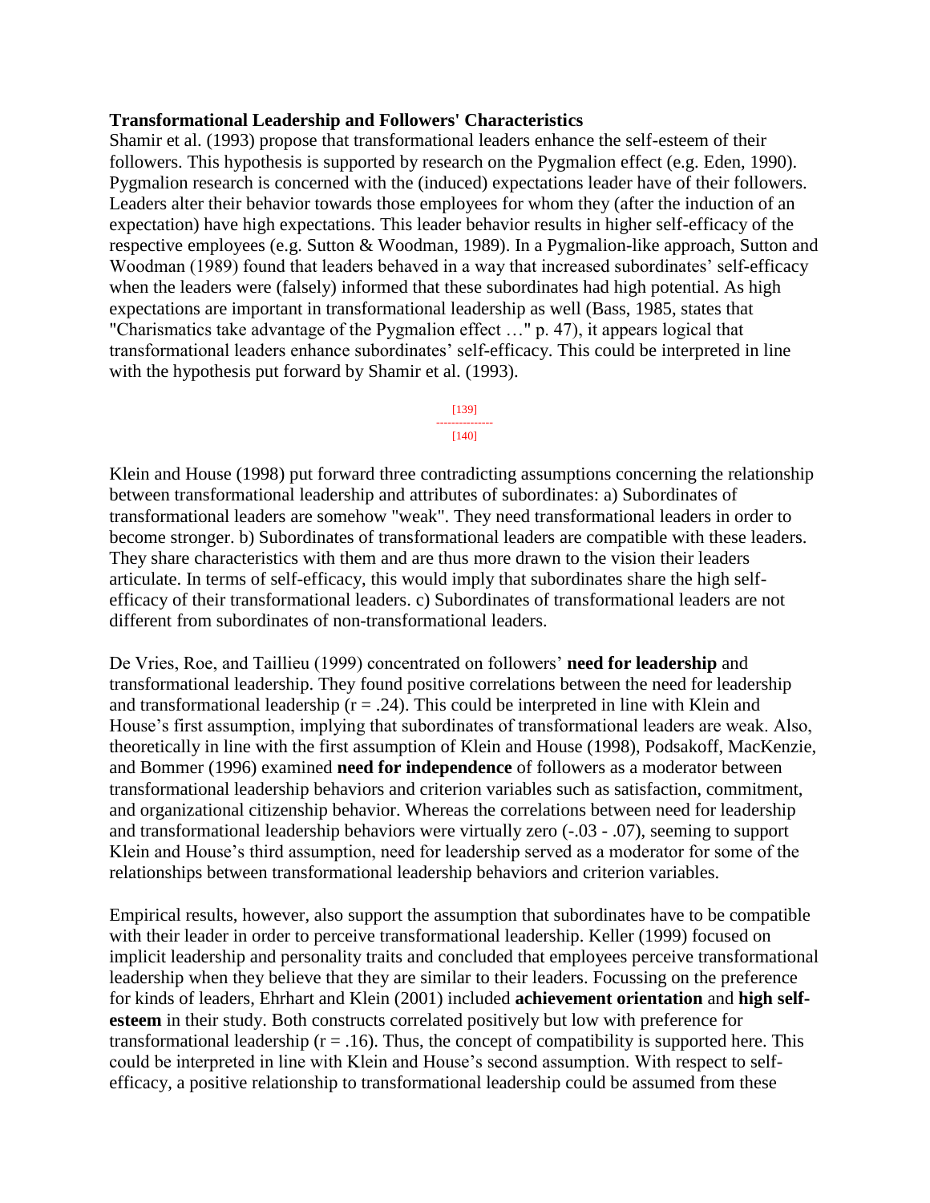**Transformational Leadership and Followers' Characteristics**

Shamir et al. (1993) propose that transformational leaders enhance the self-esteem of their followers. This hypothesis is supported by research on the Pygmalion effect (e.g. Eden, 1990). Pygmalion research is concerned with the (induced) expectations leader have of their followers. Leaders alter their behavior towards those employees for whom they (after the induction of an expectation) have high expectations. This leader behavior results in higher self-efficacy of the respective employees (e.g. Sutton & Woodman, 1989). In a Pygmalion-like approach, Sutton and Woodman (1989) found that leaders behaved in a way that increased subordinates' self-efficacy when the leaders were (falsely) informed that these subordinates had high potential. As high expectations are important in transformational leadership as well (Bass, 1985, states that "Charismatics take advantage of the Pygmalion effect …" p. 47), it appears logical that transformational leaders enhance subordinates' self-efficacy. This could be interpreted in line with the hypothesis put forward by Shamir et al. (1993).

Klein and House (1998) put forward three contradicting assumptions concerning the relationship between transformational leadership and attributes of subordinates: a) Subordinates of transformational leaders are somehow "weak". They need transformational leaders in order to become stronger. b) Subordinates of transformational leaders are compatible with these leaders. They share characteristics with them and are thus more drawn to the vision their leaders articulate. In terms of self-efficacy, this would imply that subordinates share the high self-efficacy of their transformational leaders. c) Subordinates of transformational leaders are not different from subordinates of non-transformational leaders.

De Vries, Roe, and Taillieu (1999) concentrated on followers' **need for leadership** and transformational leadership. They found positive correlations between the need for leadership and transformational leadership ($r = .24$). This could be interpreted in line with Klein and House's first assumption, implying that subordinates of transformational leaders are weak. Also, theoretically in line with the first assumption of Klein and House (1998), Podsakoff, MacKenzie, and Bommer (1996) examined **need for independence** of followers as a moderator between transformational leadership behaviors and criterion variables such as satisfaction, commitment, and organizational citizenship behavior. Whereas the correlations between need for leadership and transformational leadership behaviors were virtually zero (-.03 - .07), seeming to support Klein and House's third assumption, need for leadership served as a moderator for some of the relationships between transformational leadership behaviors and criterion variables.

Empirical results, however, also support the assumption that subordinates have to be compatible with their leader in order to perceive transformational leadership. Keller (1999) focused on implicit leadership and personality traits and concluded that employees perceive transformational leadership when they believe that they are similar to their leaders. Focussing on the preference for kinds of leaders, Ehrhart and Klein (2001) included **achievement orientation** and **high self-esteem** in their study. Both constructs correlated positively but low with preference for transformational leadership ($r = .16$). Thus, the concept of compatibility is supported here. This could be interpreted in line with Klein and House's second assumption. With respect to self-efficacy, a positive relationship to transformational leadership could be assumed from these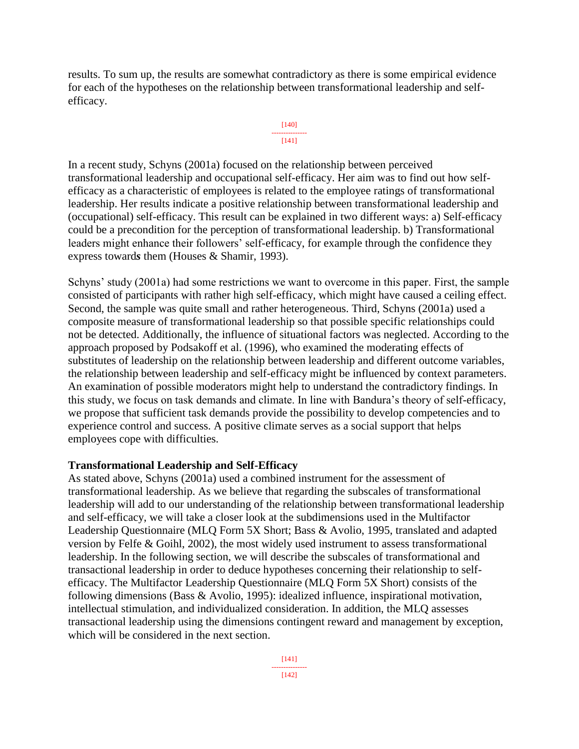results. To sum up, the results are somewhat contradictory as there is some empirical evidence for each of the hypotheses on the relationship between transformational leadership and self-efficacy.

In a recent study, Schyns (2001a) focused on the relationship between perceived transformational leadership and occupational self-efficacy. Her aim was to find out how self-efficacy as a characteristic of employees is related to the employee ratings of transformational leadership. Her results indicate a positive relationship between transformational leadership and (occupational) self-efficacy. This result can be explained in two different ways: a) Self-efficacy could be a precondition for the perception of transformational leadership. b) Transformational leaders might enhance their followers' self-efficacy, for example through the confidence they express towards them (Houses & Shamir, 1993).

Schyns' study (2001a) had some restrictions we want to overcome in this paper. First, the sample consisted of participants with rather high self-efficacy, which might have caused a ceiling effect. Second, the sample was quite small and rather heterogeneous. Third, Schyns (2001a) used a composite measure of transformational leadership so that possible specific relationships could not be detected. Additionally, the influence of situational factors was neglected. According to the approach proposed by Podsakoff et al. (1996), who examined the moderating effects of substitutes of leadership on the relationship between leadership and different outcome variables, the relationship between leadership and self-efficacy might be influenced by context parameters. An examination of possible moderators might help to understand the contradictory findings. In this study, we focus on task demands and climate. In line with Bandura's theory of self-efficacy, we propose that sufficient task demands provide the possibility to develop competencies and to experience control and success. A positive climate serves as a social support that helps employees cope with difficulties.

**Transformational Leadership and Self-Efficacy**

As stated above, Schyns (2001a) used a combined instrument for the assessment of transformational leadership. As we believe that regarding the subscales of transformational leadership will add to our understanding of the relationship between transformational leadership and self-efficacy, we will take a closer look at the subdimensions used in the Multifactor Leadership Questionnaire (MLQ Form 5X Short; Bass & Avolio, 1995, translated and adapted version by Felfe & Goihl, 2002), the most widely used instrument to assess transformational leadership. In the following section, we will describe the subscales of transformational and transactional leadership in order to deduce hypotheses concerning their relationship to self-efficacy. The Multifactor Leadership Questionnaire (MLQ Form 5X Short) consists of the following dimensions (Bass & Avolio, 1995): idealized influence, inspirational motivation, intellectual stimulation, and individualized consideration. In addition, the MLQ assesses transactional leadership using the dimensions contingent reward and management by exception, which will be considered in the next section.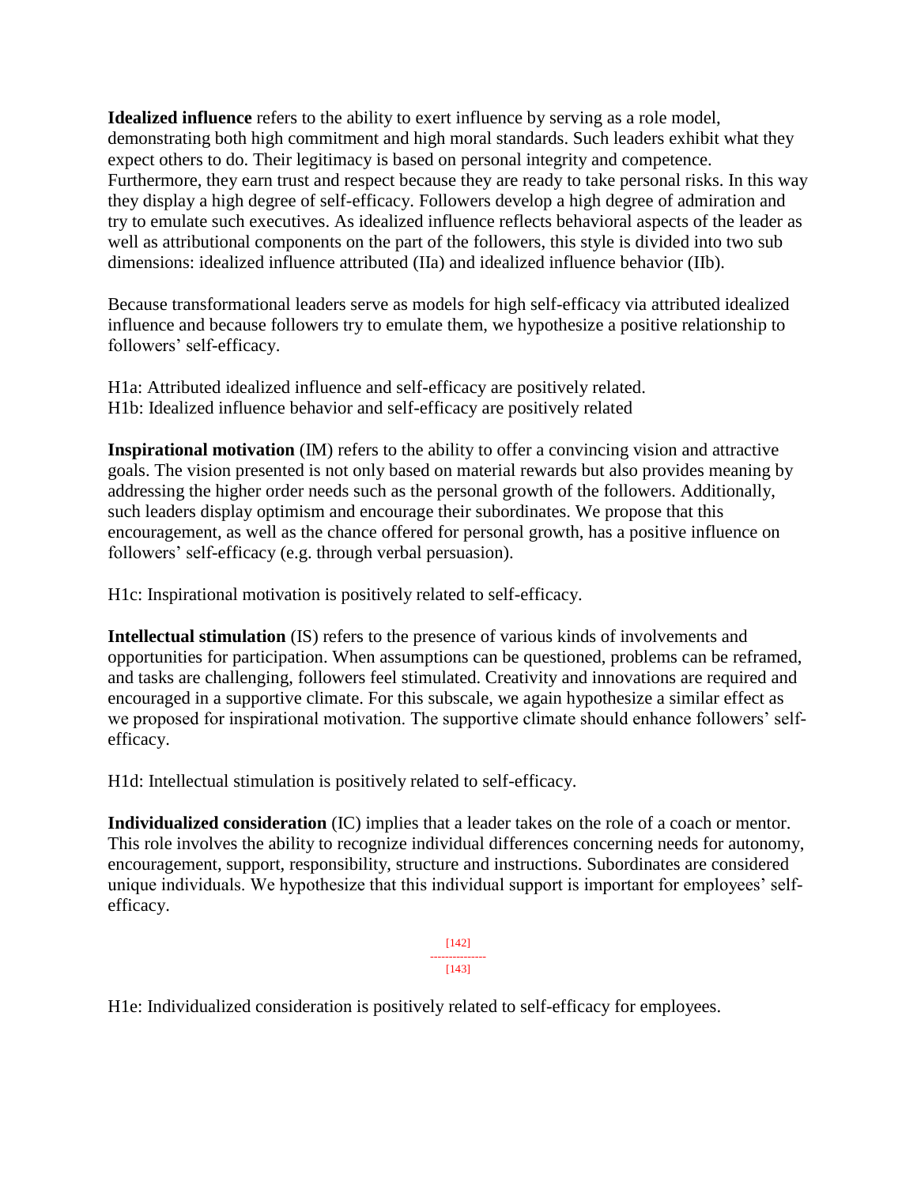**Idealized influence** refers to the ability to exert influence by serving as a role model, demonstrating both high commitment and high moral standards. Such leaders exhibit what they expect others to do. Their legitimacy is based on personal integrity and competence. Furthermore, they earn trust and respect because they are ready to take personal risks. In this way they display a high degree of self-efficacy. Followers develop a high degree of admiration and try to emulate such executives. As idealized influence reflects behavioral aspects of the leader as well as attributional components on the part of the followers, this style is divided into two sub dimensions: idealized influence attributed (IIa) and idealized influence behavior (IIb).

Because transformational leaders serve as models for high self-efficacy via attributed idealized influence and because followers try to emulate them, we hypothesize a positive relationship to followers' self-efficacy.

H1a: Attributed idealized influence and self-efficacy are positively related.
H1b: Idealized influence behavior and self-efficacy are positively related

**Inspirational motivation** (IM) refers to the ability to offer a convincing vision and attractive goals. The vision presented is not only based on material rewards but also provides meaning by addressing the higher order needs such as the personal growth of the followers. Additionally, such leaders display optimism and encourage their subordinates. We propose that this encouragement, as well as the chance offered for personal growth, has a positive influence on followers' self-efficacy (e.g. through verbal persuasion).

H1c: Inspirational motivation is positively related to self-efficacy.

**Intellectual stimulation** (IS) refers to the presence of various kinds of involvements and opportunities for participation. When assumptions can be questioned, problems can be reframed, and tasks are challenging, followers feel stimulated. Creativity and innovations are required and encouraged in a supportive climate. For this subscale, we again hypothesize a similar effect as we proposed for inspirational motivation. The supportive climate should enhance followers' self-efficacy.

H1d: Intellectual stimulation is positively related to self-efficacy.

**Individualized consideration** (IC) implies that a leader takes on the role of a coach or mentor. This role involves the ability to recognize individual differences concerning needs for autonomy, encouragement, support, responsibility, structure and instructions. Subordinates are considered unique individuals. We hypothesize that this individual support is important for employees' self-efficacy.

H1e: Individualized consideration is positively related to self-efficacy for employees.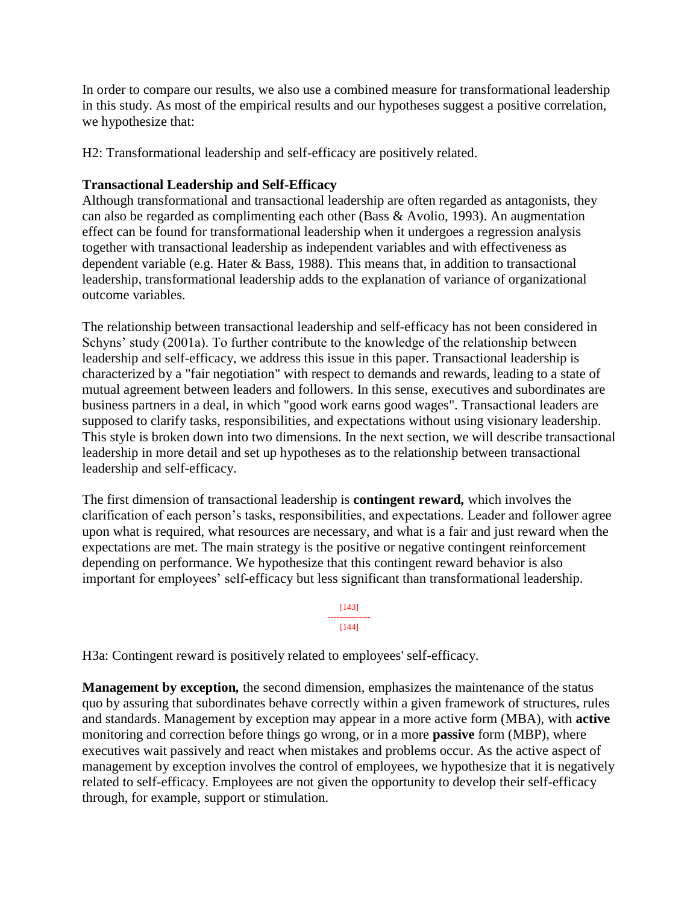In order to compare our results, we also use a combined measure for transformational leadership in this study. As most of the empirical results and our hypotheses suggest a positive correlation, we hypothesize that:

H2: Transformational leadership and self-efficacy are positively related.

**Transactional Leadership and Self-Efficacy**

Although transformational and transactional leadership are often regarded as antagonists, they can also be regarded as complimenting each other (Bass & Avolio, 1993). An augmentation effect can be found for transformational leadership when it undergoes a regression analysis together with transactional leadership as independent variables and with effectiveness as dependent variable (e.g. Hater & Bass, 1988). This means that, in addition to transactional leadership, transformational leadership adds to the explanation of variance of organizational outcome variables.

The relationship between transactional leadership and self-efficacy has not been considered in Schyns' study (2001a). To further contribute to the knowledge of the relationship between leadership and self-efficacy, we address this issue in this paper. Transactional leadership is characterized by a "fair negotiation" with respect to demands and rewards, leading to a state of mutual agreement between leaders and followers. In this sense, executives and subordinates are business partners in a deal, in which "good work earns good wages". Transactional leaders are supposed to clarify tasks, responsibilities, and expectations without using visionary leadership. This style is broken down into two dimensions. In the next section, we will describe transactional leadership in more detail and set up hypotheses as to the relationship between transactional leadership and self-efficacy.

The first dimension of transactional leadership is **contingent reward,** which involves the clarification of each person's tasks, responsibilities, and expectations. Leader and follower agree upon what is required, what resources are necessary, and what is a fair and just reward when the expectations are met. The main strategy is the positive or negative contingent reinforcement depending on performance. We hypothesize that this contingent reward behavior is also important for employees' self-efficacy but less significant than transformational leadership.

H3a: Contingent reward is positively related to employees' self-efficacy.

**Management by exception,** the second dimension, emphasizes the maintenance of the status quo by assuring that subordinates behave correctly within a given framework of structures, rules and standards. Management by exception may appear in a more active form (MBA), with **active** monitoring and correction before things go wrong, or in a more **passive** form (MBP), where executives wait passively and react when mistakes and problems occur. As the active aspect of management by exception involves the control of employees, we hypothesize that it is negatively related to self-efficacy. Employees are not given the opportunity to develop their self-efficacy through, for example, support or stimulation.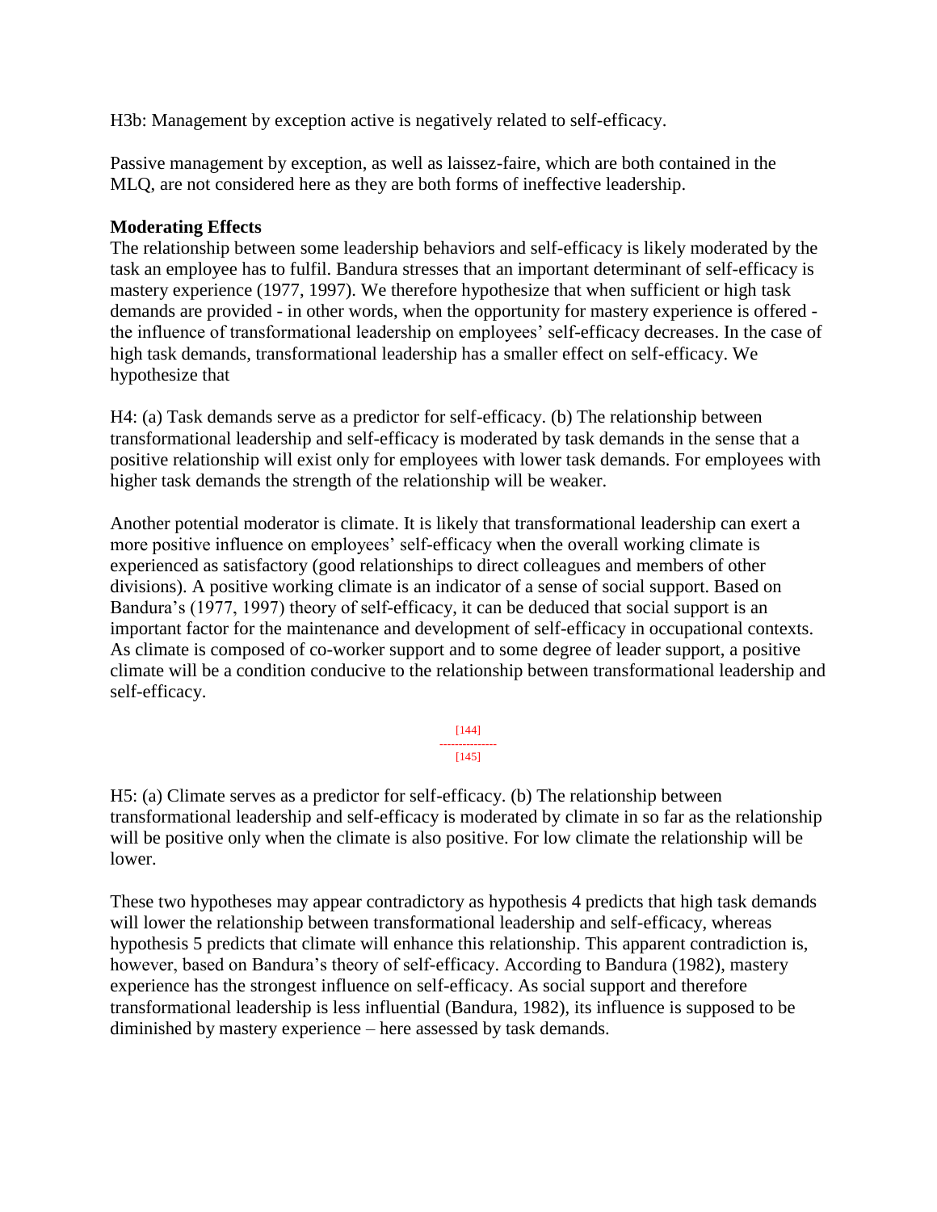H3b: Management by exception active is negatively related to self-efficacy.

Passive management by exception, as well as laissez-faire, which are both contained in the MLQ, are not considered here as they are both forms of ineffective leadership.

**Moderating Effects**

The relationship between some leadership behaviors and self-efficacy is likely moderated by the task an employee has to fulfil. Bandura stresses that an important determinant of self-efficacy is mastery experience (1977, 1997). We therefore hypothesize that when sufficient or high task demands are provided - in other words, when the opportunity for mastery experience is offered - the influence of transformational leadership on employees' self-efficacy decreases. In the case of high task demands, transformational leadership has a smaller effect on self-efficacy. We hypothesize that

H4: (a) Task demands serve as a predictor for self-efficacy. (b) The relationship between transformational leadership and self-efficacy is moderated by task demands in the sense that a positive relationship will exist only for employees with lower task demands. For employees with higher task demands the strength of the relationship will be weaker.

Another potential moderator is climate. It is likely that transformational leadership can exert a more positive influence on employees' self-efficacy when the overall working climate is experienced as satisfactory (good relationships to direct colleagues and members of other divisions). A positive working climate is an indicator of a sense of social support. Based on Bandura's (1977, 1997) theory of self-efficacy, it can be deduced that social support is an important factor for the maintenance and development of self-efficacy in occupational contexts. As climate is composed of co-worker support and to some degree of leader support, a positive climate will be a condition conducive to the relationship between transformational leadership and self-efficacy.

H5: (a) Climate serves as a predictor for self-efficacy. (b) The relationship between transformational leadership and self-efficacy is moderated by climate in so far as the relationship will be positive only when the climate is also positive. For low climate the relationship will be lower.

These two hypotheses may appear contradictory as hypothesis 4 predicts that high task demands will lower the relationship between transformational leadership and self-efficacy, whereas hypothesis 5 predicts that climate will enhance this relationship. This apparent contradiction is, however, based on Bandura's theory of self-efficacy. According to Bandura (1982), mastery experience has the strongest influence on self-efficacy. As social support and therefore transformational leadership is less influential (Bandura, 1982), its influence is supposed to be diminished by mastery experience – here assessed by task demands.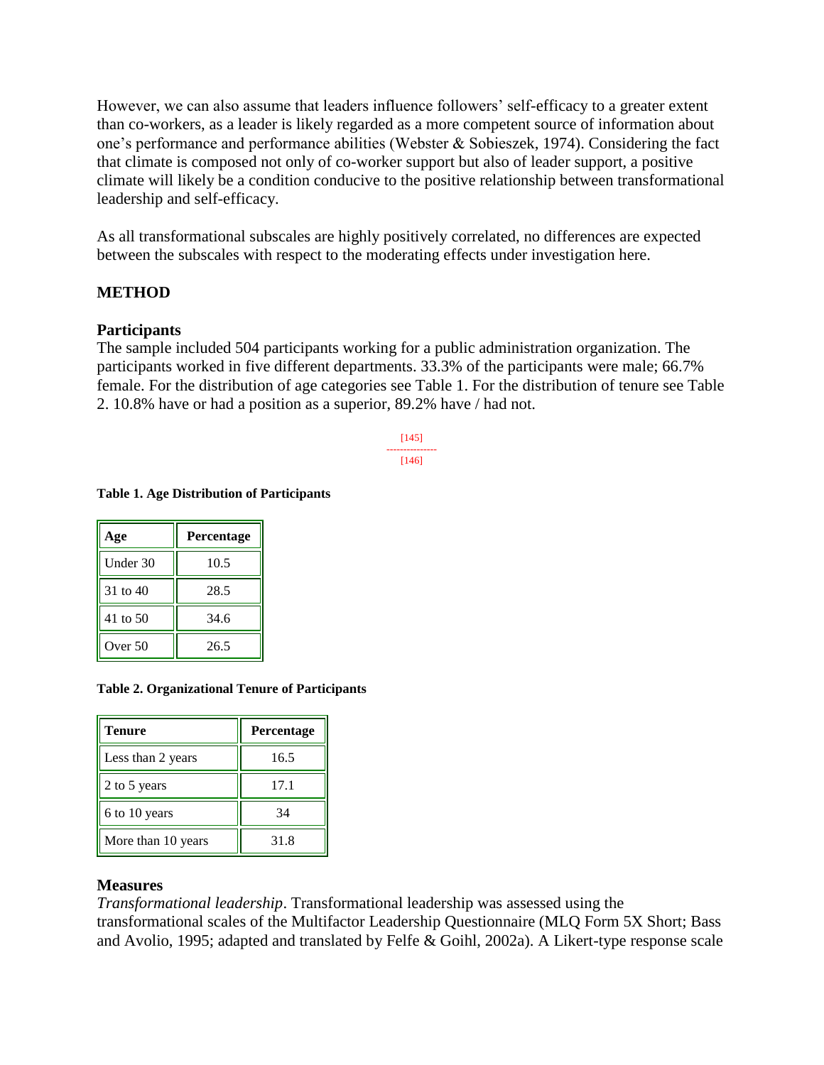However, we can also assume that leaders influence followers' self-efficacy to a greater extent than co-workers, as a leader is likely regarded as a more competent source of information about one's performance and performance abilities (Webster & Sobieszek, 1974). Considering the fact that climate is composed not only of co-worker support but also of leader support, a positive climate will likely be a condition conducive to the positive relationship between transformational leadership and self-efficacy.

As all transformational subscales are highly positively correlated, no differences are expected between the subscales with respect to the moderating effects under investigation here.

## METHOD

### Participants

The sample included 504 participants working for a public administration organization. The participants worked in five different departments. 33.3% of the participants were male; 66.7% female. For the distribution of age categories see Table 1. For the distribution of tenure see Table 2. 10.8% have or had a position as a superior, 89.2% have / had not.

**Table 1. Age Distribution of Participants**

| Age | Percentage |
| --- | --- |
| Under 30 | 10.5 |
| 31 to 40 | 28.5 |
| 41 to 50 | 34.6 |
| Over 50 | 26.5 |

**Table 2. Organizational Tenure of Participants**

| Tenure | Percentage |
| --- | --- |
| Less than 2 years | 16.5 |
| 2 to 5 years | 17.1 |
| 6 to 10 years | 34 |
| More than 10 years | 31.8 |

### Measures

*Transformational leadership*. Transformational leadership was assessed using the transformational scales of the Multifactor Leadership Questionnaire (MLQ Form 5X Short; Bass and Avolio, 1995; adapted and translated by Felfe & Goihl, 2002a). A Likert-type response scale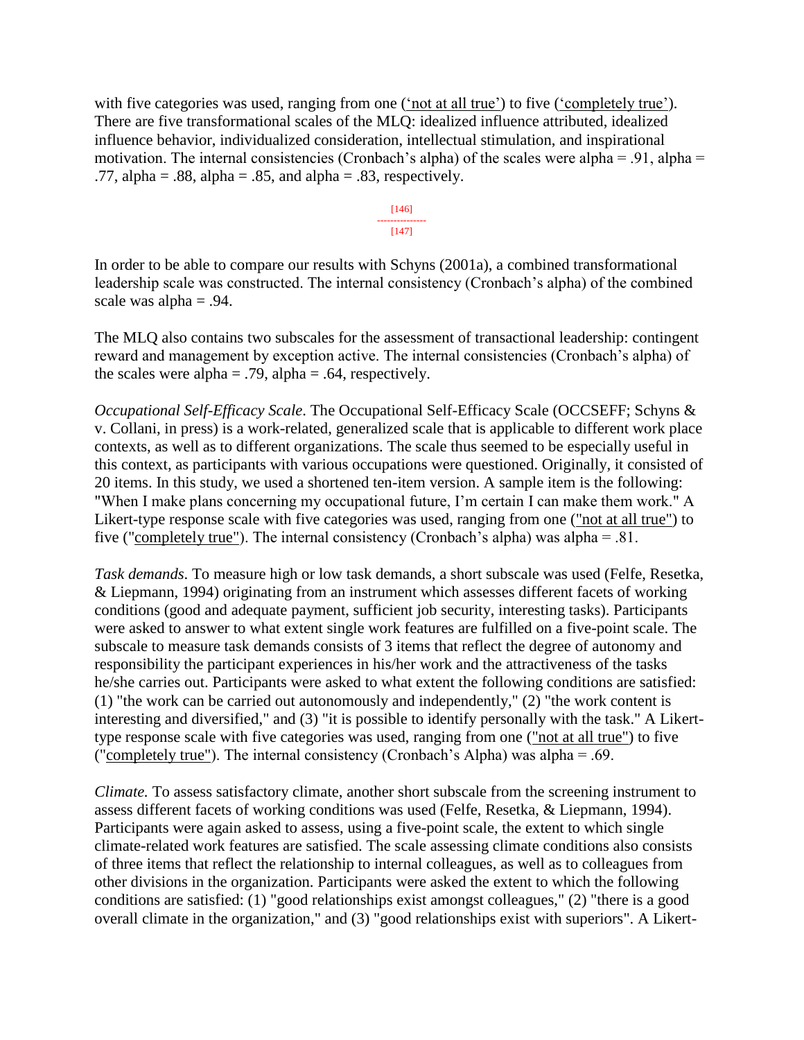with five categories was used, ranging from one ('not at all true') to five ('completely true'). There are five transformational scales of the MLQ: idealized influence attributed, idealized influence behavior, individualized consideration, intellectual stimulation, and inspirational motivation. The internal consistencies (Cronbach's alpha) of the scales were alpha = .91, alpha = .77, alpha = .88, alpha = .85, and alpha = .83, respectively.

In order to be able to compare our results with Schyns (2001a), a combined transformational leadership scale was constructed. The internal consistency (Cronbach's alpha) of the combined scale was alpha = .94.

The MLQ also contains two subscales for the assessment of transactional leadership: contingent reward and management by exception active. The internal consistencies (Cronbach's alpha) of the scales were alpha = .79, alpha = .64, respectively.

*Occupational Self-Efficacy Scale*. The Occupational Self-Efficacy Scale (OCCSEFF; Schyns & v. Collani, in press) is a work-related, generalized scale that is applicable to different work place contexts, as well as to different organizations. The scale thus seemed to be especially useful in this context, as participants with various occupations were questioned. Originally, it consisted of 20 items. In this study, we used a shortened ten-item version. A sample item is the following: "When I make plans concerning my occupational future, I'm certain I can make them work." A Likert-type response scale with five categories was used, ranging from one ("not at all true") to five ("completely true"). The internal consistency (Cronbach's alpha) was alpha = .81.

*Task demands*. To measure high or low task demands, a short subscale was used (Felfe, Resetka, & Liepmann, 1994) originating from an instrument which assesses different facets of working conditions (good and adequate payment, sufficient job security, interesting tasks). Participants were asked to answer to what extent single work features are fulfilled on a five-point scale. The subscale to measure task demands consists of 3 items that reflect the degree of autonomy and responsibility the participant experiences in his/her work and the attractiveness of the tasks he/she carries out. Participants were asked to what extent the following conditions are satisfied: (1) "the work can be carried out autonomously and independently," (2) "the work content is interesting and diversified," and (3) "it is possible to identify personally with the task." A Likert-type response scale with five categories was used, ranging from one ("not at all true") to five ("completely true"). The internal consistency (Cronbach's Alpha) was alpha = .69.

*Climate.* To assess satisfactory climate, another short subscale from the screening instrument to assess different facets of working conditions was used (Felfe, Resetka, & Liepmann, 1994). Participants were again asked to assess, using a five-point scale, the extent to which single climate-related work features are satisfied. The scale assessing climate conditions also consists of three items that reflect the relationship to internal colleagues, as well as to colleagues from other divisions in the organization. Participants were asked the extent to which the following conditions are satisfied: (1) "good relationships exist amongst colleagues," (2) "there is a good overall climate in the organization," and (3) "good relationships exist with superiors". A Likert-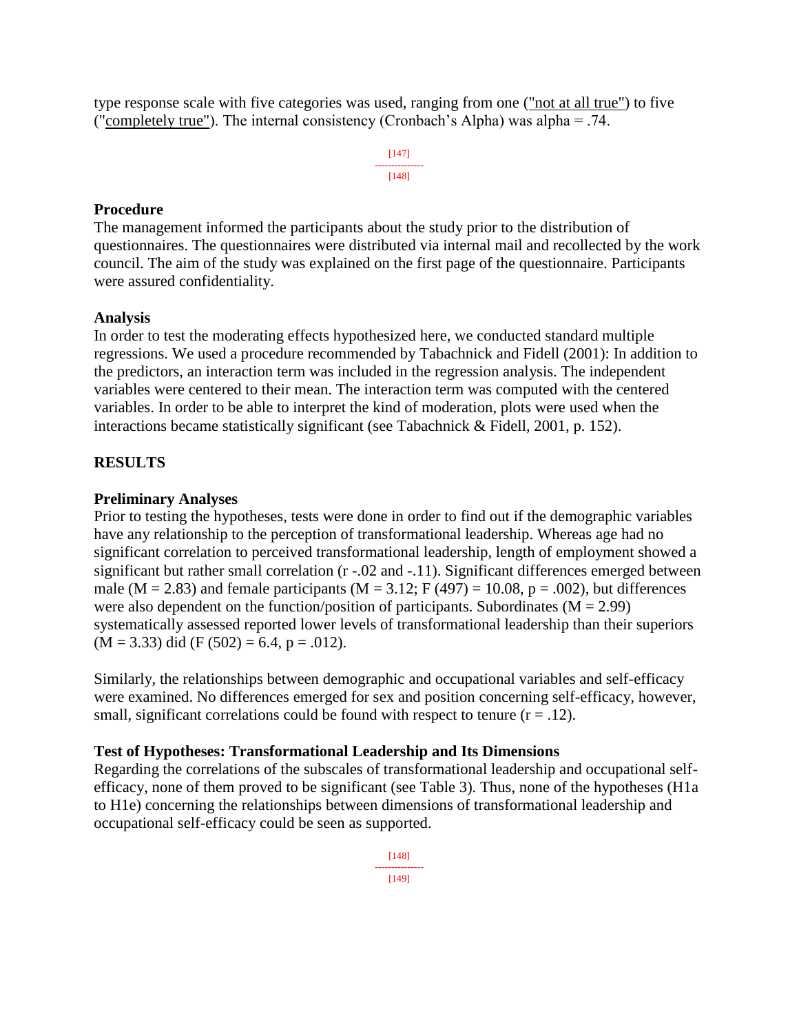type response scale with five categories was used, ranging from one (<u>"not at all true"</u>) to five ("<u>completely true</u>"). The internal consistency (Cronbach's Alpha) was alpha = .74.

### Procedure

The management informed the participants about the study prior to the distribution of questionnaires. The questionnaires were distributed via internal mail and recollected by the work council. The aim of the study was explained on the first page of the questionnaire. Participants were assured confidentiality.

### Analysis

In order to test the moderating effects hypothesized here, we conducted standard multiple regressions. We used a procedure recommended by Tabachnick and Fidell (2001): In addition to the predictors, an interaction term was included in the regression analysis. The independent variables were centered to their mean. The interaction term was computed with the centered variables. In order to be able to interpret the kind of moderation, plots were used when the interactions became statistically significant (see Tabachnick & Fidell, 2001, p. 152).

## RESULTS

### Preliminary Analyses

Prior to testing the hypotheses, tests were done in order to find out if the demographic variables have any relationship to the perception of transformational leadership. Whereas age had no significant correlation to perceived transformational leadership, length of employment showed a significant but rather small correlation ($r$ -.02 and -.11). Significant differences emerged between male ($M = 2.83$) and female participants ($M = 3.12$; $F(497) = 10.08$, $p = .002$), but differences were also dependent on the function/position of participants. Subordinates ($M = 2.99$) systematically assessed reported lower levels of transformational leadership than their superiors ($M = 3.33$) did ($F(502) = 6.4$, $p = .012$).

Similarly, the relationships between demographic and occupational variables and self-efficacy were examined. No differences emerged for sex and position concerning self-efficacy, however, small, significant correlations could be found with respect to tenure ($r = .12$).

### Test of Hypotheses: Transformational Leadership and Its Dimensions

Regarding the correlations of the subscales of transformational leadership and occupational self-efficacy, none of them proved to be significant (see Table 3). Thus, none of the hypotheses (H1a to H1e) concerning the relationships between dimensions of transformational leadership and occupational self-efficacy could be seen as supported.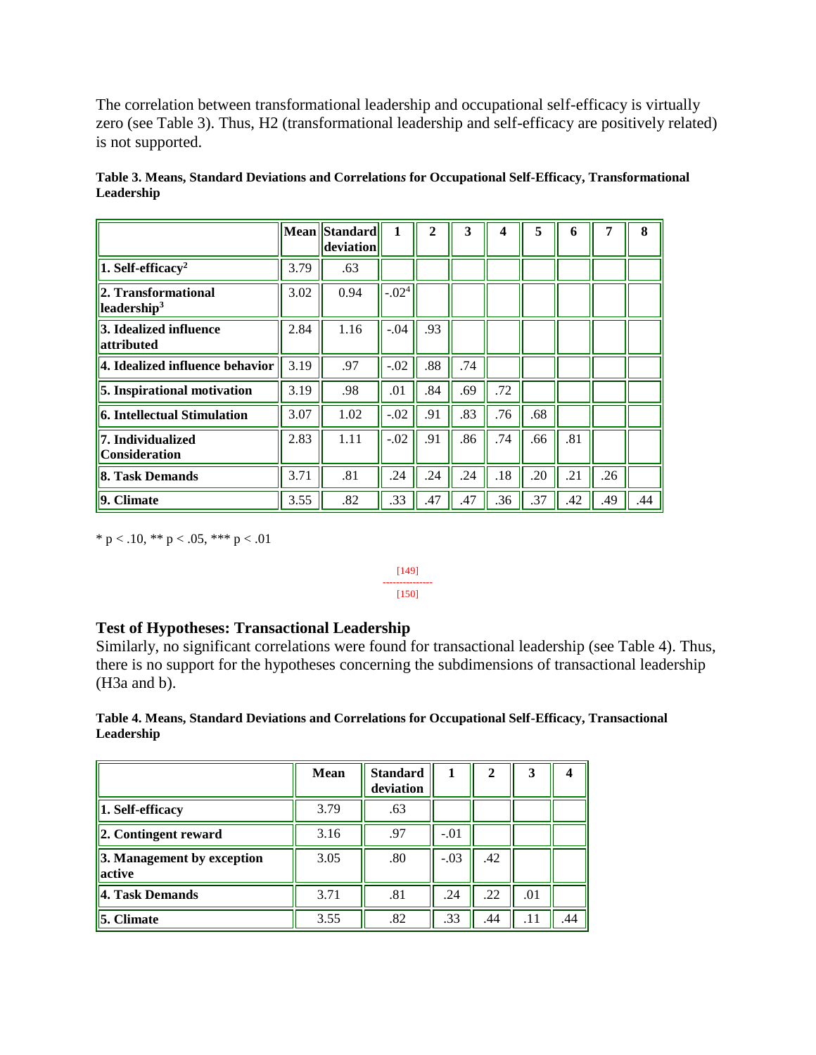The correlation between transformational leadership and occupational self-efficacy is virtually zero (see Table 3). Thus, H2 (transformational leadership and self-efficacy are positively related) is not supported.

**Table 3. Means, Standard Deviations and Correlations for Occupational Self-Efficacy, Transformational Leadership**

| | Mean | Standard deviation | 1 | 2 | 3 | 4 | 5 | 6 | 7 | 8 |
|---|---|---|---|---|---|---|---|---|---|---|
| 1. Self-efficacy[2] | 3.79 | .63 | | | | | | | | |
| 2. Transformational leadership[3] | 3.02 | 0.94 | -.02[4] | | | | | | | |
| 3. Idealized influence attributed | 2.84 | 1.16 | -.04 | .93 | | | | | | |
| 4. Idealized influence behavior | 3.19 | .97 | -.02 | .88 | .74 | | | | | |
| 5. Inspirational motivation | 3.19 | .98 | .01 | .84 | .69 | .72 | | | | |
| 6. Intellectual Stimulation | 3.07 | 1.02 | -.02 | .91 | .83 | .76 | .68 | | | |
| 7. Individualized Consideration | 2.83 | 1.11 | -.02 | .91 | .86 | .74 | .66 | .81 | | |
| 8. Task Demands | 3.71 | .81 | .24 | .24 | .24 | .18 | .20 | .21 | .26 | |
| 9. Climate | 3.55 | .82 | .33 | .47 | .47 | .36 | .37 | .42 | .49 | .44 |

* p < .10, ** p < .05, *** p < .01

### Test of Hypotheses: Transactional Leadership

Similarly, no significant correlations were found for transactional leadership (see Table 4). Thus, there is no support for the hypotheses concerning the subdimensions of transactional leadership (H3a and b).

**Table 4. Means, Standard Deviations and Correlations for Occupational Self-Efficacy, Transactional Leadership**

| | Mean | Standard deviation | 1 | 2 | 3 | 4 |
|---|---|---|---|---|---|---|
| 1. Self-efficacy | 3.79 | .63 | | | | |
| 2. Contingent reward | 3.16 | .97 | -.01 | | | |
| 3. Management by exception active | 3.05 | .80 | -.03 | .42 | | |
| 4. Task Demands | 3.71 | .81 | .24 | .22 | .01 | |
| 5. Climate | 3.55 | .82 | .33 | .44 | .11 | .44 |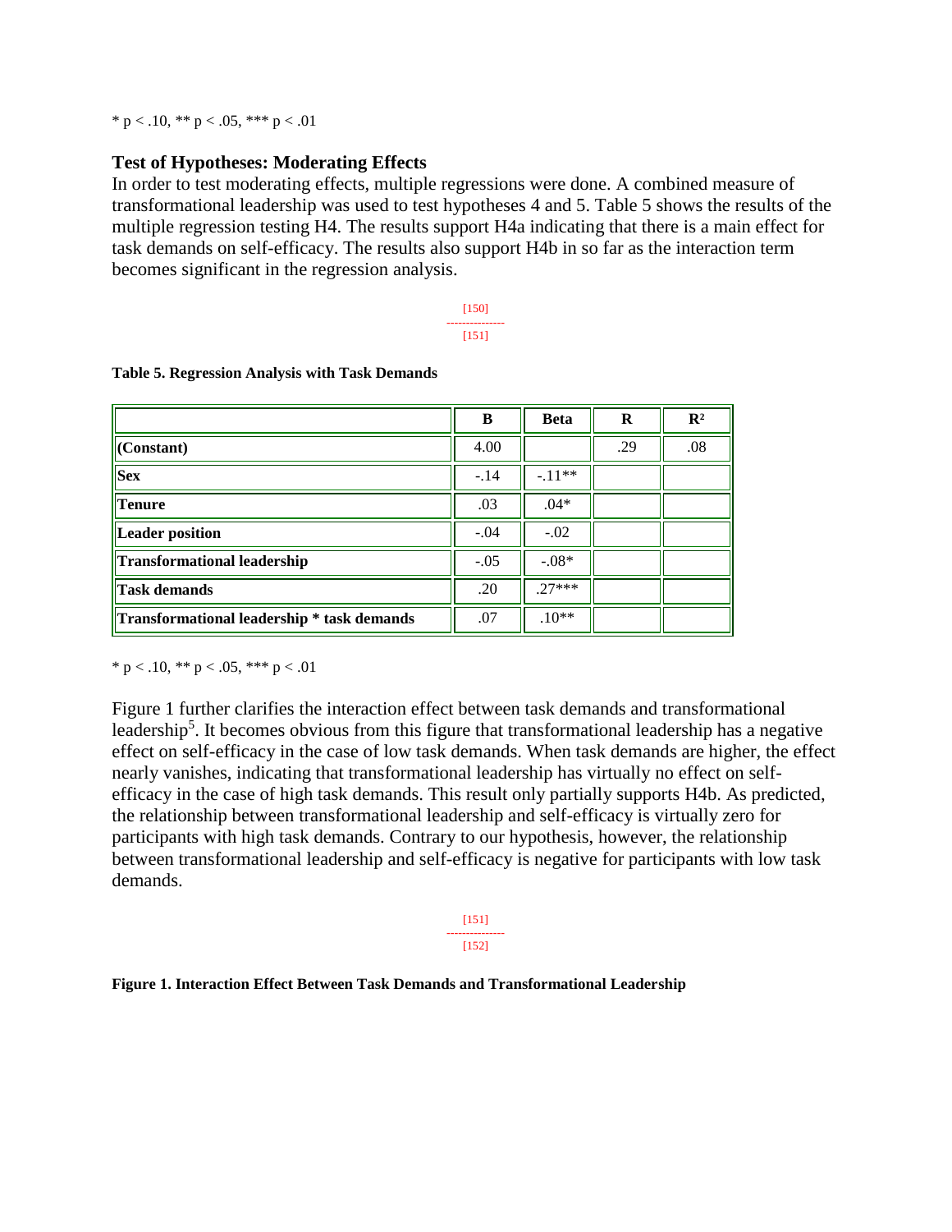* p < .10, ** p < .05, *** p < .01

### Test of Hypotheses: Moderating Effects

In order to test moderating effects, multiple regressions were done. A combined measure of transformational leadership was used to test hypotheses 4 and 5. Table 5 shows the results of the multiple regression testing H4. The results support H4a indicating that there is a main effect for task demands on self-efficacy. The results also support H4b in so far as the interaction term becomes significant in the regression analysis.

**Table 5. Regression Analysis with Task Demands**

| | B | Beta | R | $R^2$ |
|---|---|---|---|---|
| **(Constant)** | 4.00 | | .29 | .08 |
| **Sex** | -.14 | -.11** | | |
| **Tenure** | .03 | .04* | | |
| **Leader position** | -.04 | -.02 | | |
| **Transformational leadership** | -.05 | -.08* | | |
| **Task demands** | .20 | .27*** | | |
| **Transformational leadership * task demands** | .07 | .10** | | |

* p < .10, ** p < .05, *** p < .01

Figure 1 further clarifies the interaction effect between task demands and transformational leadership[5]. It becomes obvious from this figure that transformational leadership has a negative effect on self-efficacy in the case of low task demands. When task demands are higher, the effect nearly vanishes, indicating that transformational leadership has virtually no effect on self-efficacy in the case of high task demands. This result only partially supports H4b. As predicted, the relationship between transformational leadership and self-efficacy is virtually zero for participants with high task demands. Contrary to our hypothesis, however, the relationship between transformational leadership and self-efficacy is negative for participants with low task demands.

**Figure 1. Interaction Effect Between Task Demands and Transformational Leadership**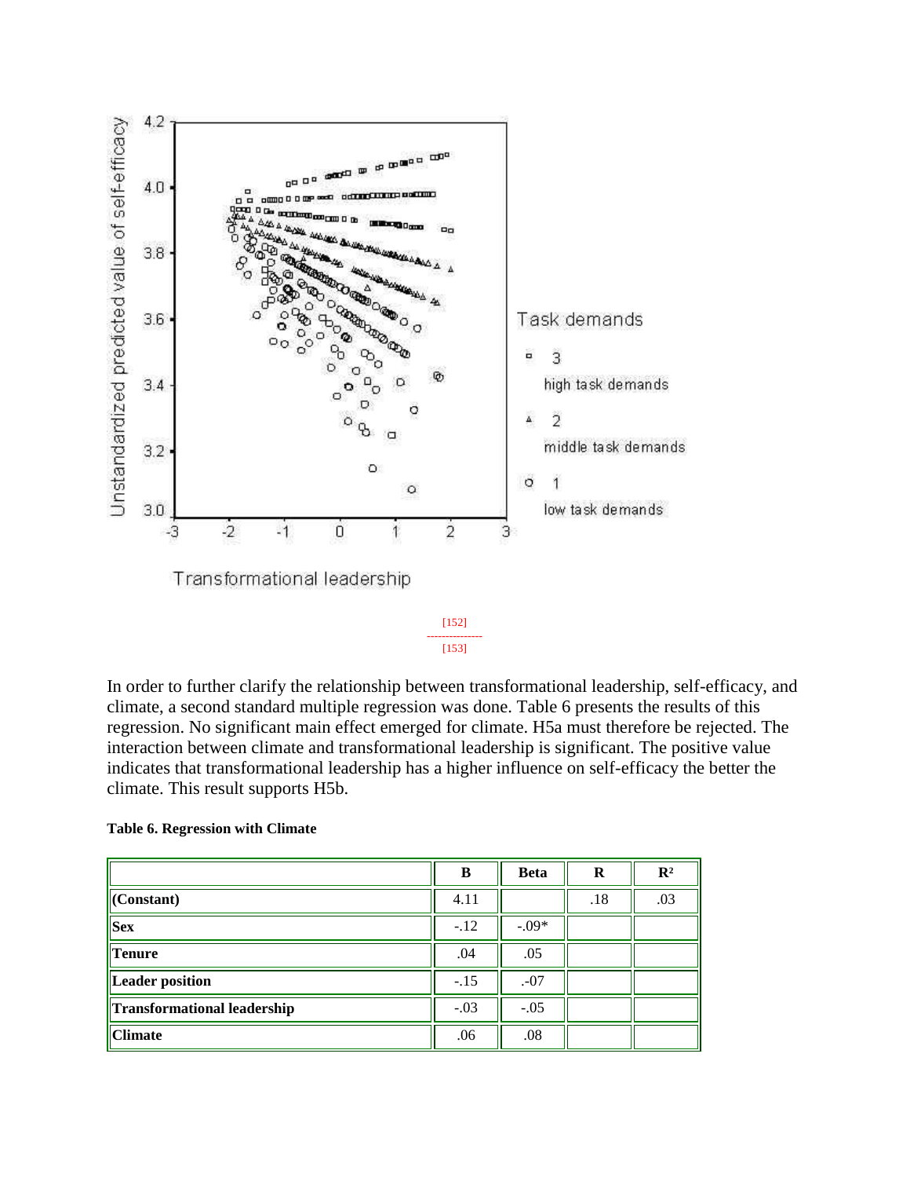In order to further clarify the relationship between transformational leadership, self-efficacy, and climate, a second standard multiple regression was done. Table 6 presents the results of this regression. No significant main effect emerged for climate. H5a must therefore be rejected. The interaction between climate and transformational leadership is significant. The positive value indicates that transformational leadership has a higher influence on self-efficacy the better the climate. This result supports H5b.

**Table 6. Regression with Climate**

| | B | Beta | R | R² |
|---|---|---|---|---|
| **(Constant)** | 4.11 | | .18 | .03 |
| **Sex** | -.12 | -.09* | | |
| **Tenure** | .04 | .05 | | |
| **Leader position** | -.15 | .-07 | | |
| **Transformational leadership** | -.03 | -.05 | | |
| **Climate** | .06 | .08 | | |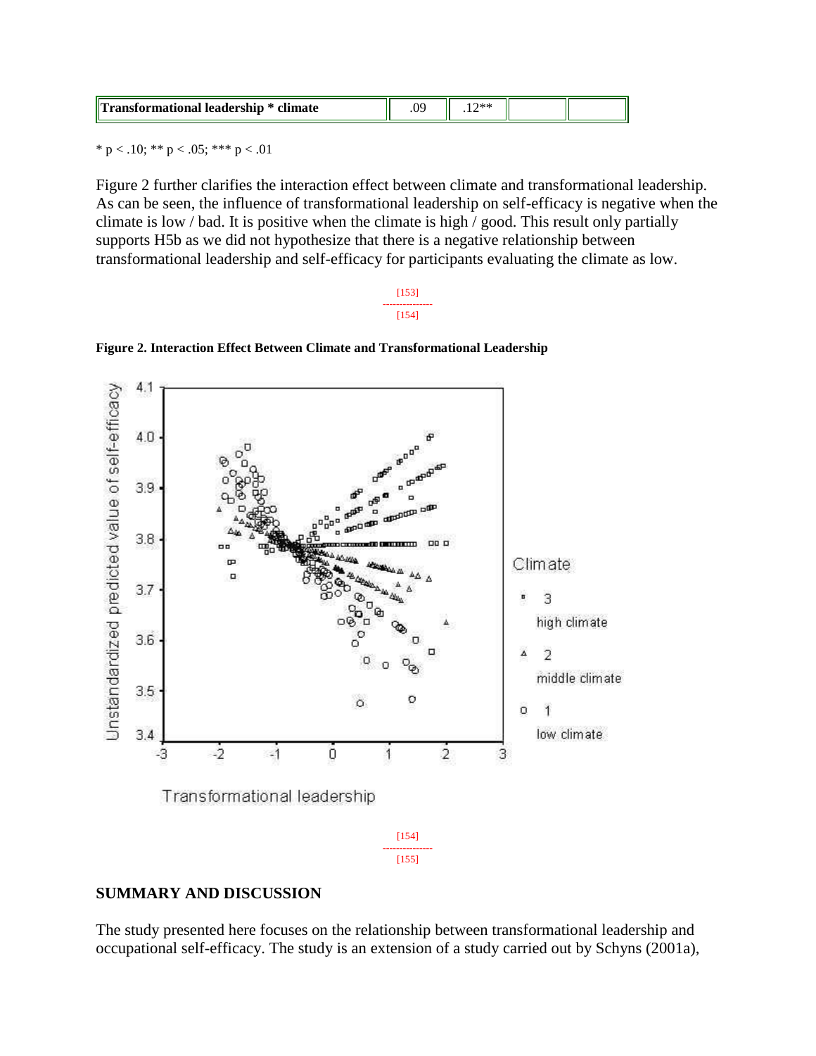| Transformational leadership * climate | .09 | .12** | | |
|---|---|---|---|---|

* p < .10; ** p < .05; *** p < .01

Figure 2 further clarifies the interaction effect between climate and transformational leadership. As can be seen, the influence of transformational leadership on self-efficacy is negative when the climate is low / bad. It is positive when the climate is high / good. This result only partially supports H5b as we did not hypothesize that there is a negative relationship between transformational leadership and self-efficacy for participants evaluating the climate as low.

**Figure 2. Interaction Effect Between Climate and Transformational Leadership**

## SUMMARY AND DISCUSSION

The study presented here focuses on the relationship between transformational leadership and occupational self-efficacy. The study is an extension of a study carried out by Schyns (2001a),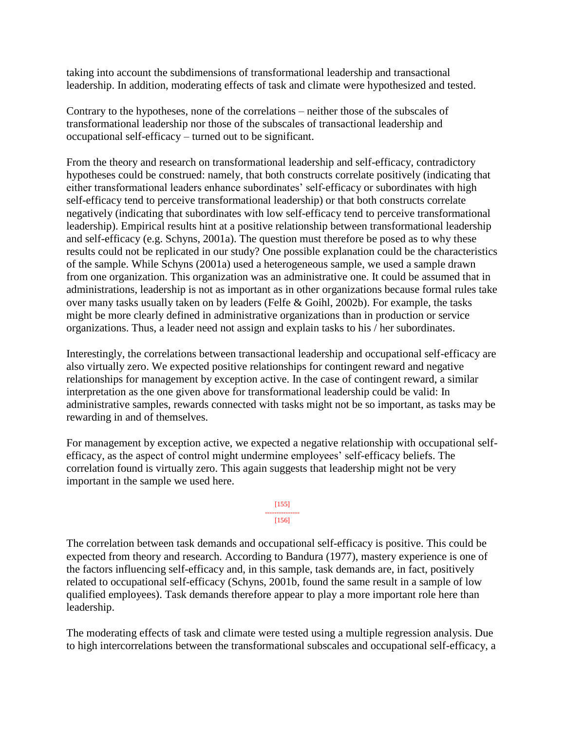taking into account the subdimensions of transformational leadership and transactional leadership. In addition, moderating effects of task and climate were hypothesized and tested.

Contrary to the hypotheses, none of the correlations – neither those of the subscales of transformational leadership nor those of the subscales of transactional leadership and occupational self-efficacy – turned out to be significant.

From the theory and research on transformational leadership and self-efficacy, contradictory hypotheses could be construed: namely, that both constructs correlate positively (indicating that either transformational leaders enhance subordinates' self-efficacy or subordinates with high self-efficacy tend to perceive transformational leadership) or that both constructs correlate negatively (indicating that subordinates with low self-efficacy tend to perceive transformational leadership). Empirical results hint at a positive relationship between transformational leadership and self-efficacy (e.g. Schyns, 2001a). The question must therefore be posed as to why these results could not be replicated in our study? One possible explanation could be the characteristics of the sample. While Schyns (2001a) used a heterogeneous sample, we used a sample drawn from one organization. This organization was an administrative one. It could be assumed that in administrations, leadership is not as important as in other organizations because formal rules take over many tasks usually taken on by leaders (Felfe & Goihl, 2002b). For example, the tasks might be more clearly defined in administrative organizations than in production or service organizations. Thus, a leader need not assign and explain tasks to his / her subordinates.

Interestingly, the correlations between transactional leadership and occupational self-efficacy are also virtually zero. We expected positive relationships for contingent reward and negative relationships for management by exception active. In the case of contingent reward, a similar interpretation as the one given above for transformational leadership could be valid: In administrative samples, rewards connected with tasks might not be so important, as tasks may be rewarding in and of themselves.

For management by exception active, we expected a negative relationship with occupational self-efficacy, as the aspect of control might undermine employees' self-efficacy beliefs. The correlation found is virtually zero. This again suggests that leadership might not be very important in the sample we used here.

The correlation between task demands and occupational self-efficacy is positive. This could be expected from theory and research. According to Bandura (1977), mastery experience is one of the factors influencing self-efficacy and, in this sample, task demands are, in fact, positively related to occupational self-efficacy (Schyns, 2001b, found the same result in a sample of low qualified employees). Task demands therefore appear to play a more important role here than leadership.

The moderating effects of task and climate were tested using a multiple regression analysis. Due to high intercorrelations between the transformational subscales and occupational self-efficacy, a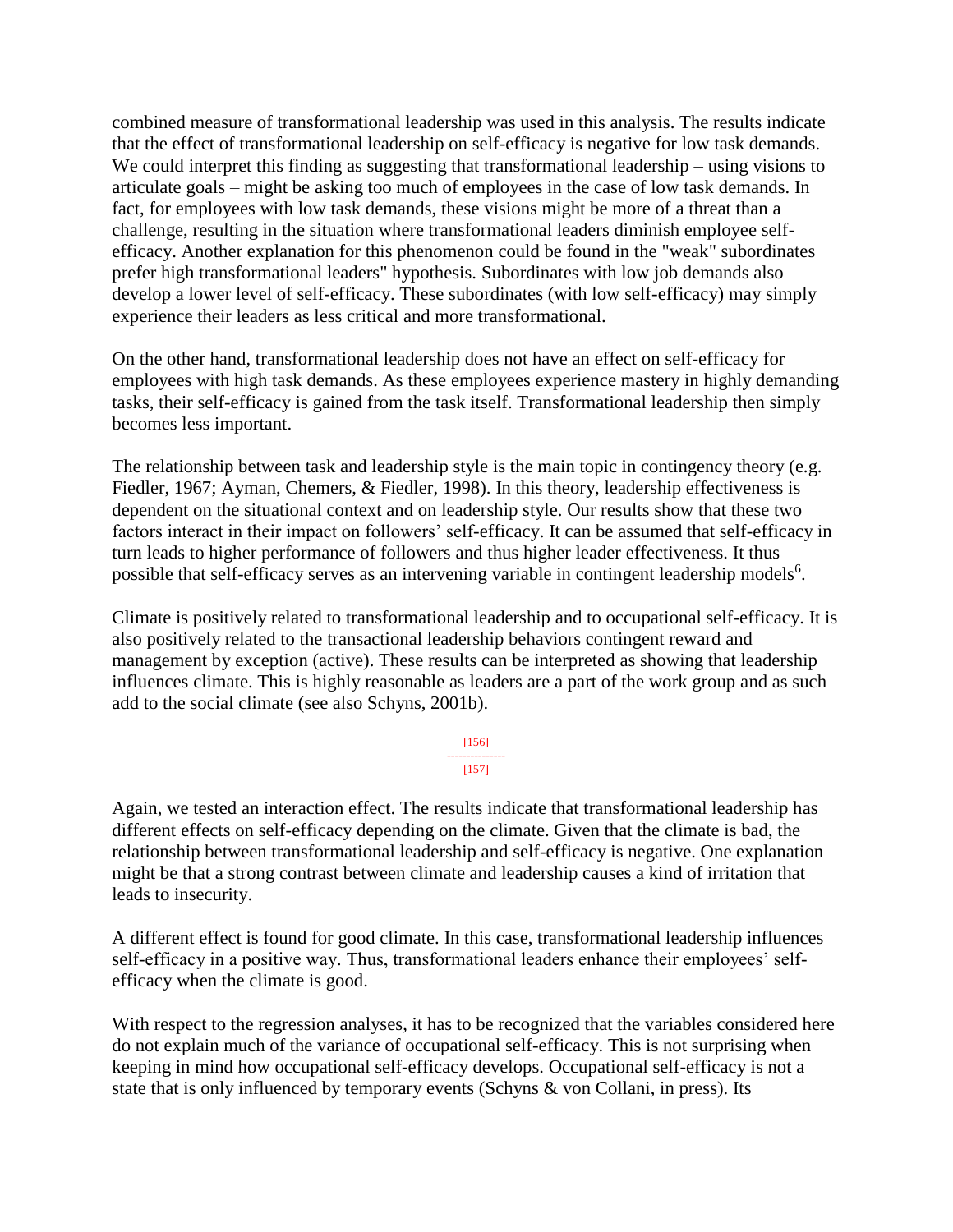combined measure of transformational leadership was used in this analysis. The results indicate that the effect of transformational leadership on self-efficacy is negative for low task demands. We could interpret this finding as suggesting that transformational leadership – using visions to articulate goals – might be asking too much of employees in the case of low task demands. In fact, for employees with low task demands, these visions might be more of a threat than a challenge, resulting in the situation where transformational leaders diminish employee self-efficacy. Another explanation for this phenomenon could be found in the "weak" subordinates prefer high transformational leaders" hypothesis. Subordinates with low job demands also develop a lower level of self-efficacy. These subordinates (with low self-efficacy) may simply experience their leaders as less critical and more transformational.

On the other hand, transformational leadership does not have an effect on self-efficacy for employees with high task demands. As these employees experience mastery in highly demanding tasks, their self-efficacy is gained from the task itself. Transformational leadership then simply becomes less important.

The relationship between task and leadership style is the main topic in contingency theory (e.g. Fiedler, 1967; Ayman, Chemers, & Fiedler, 1998). In this theory, leadership effectiveness is dependent on the situational context and on leadership style. Our results show that these two factors interact in their impact on followers' self-efficacy. It can be assumed that self-efficacy in turn leads to higher performance of followers and thus higher leader effectiveness. It thus possible that self-efficacy serves as an intervening variable in contingent leadership models[6].

Climate is positively related to transformational leadership and to occupational self-efficacy. It is also positively related to the transactional leadership behaviors contingent reward and management by exception (active). These results can be interpreted as showing that leadership influences climate. This is highly reasonable as leaders are a part of the work group and as such add to the social climate (see also Schyns, 2001b).

Again, we tested an interaction effect. The results indicate that transformational leadership has different effects on self-efficacy depending on the climate. Given that the climate is bad, the relationship between transformational leadership and self-efficacy is negative. One explanation might be that a strong contrast between climate and leadership causes a kind of irritation that leads to insecurity.

A different effect is found for good climate. In this case, transformational leadership influences self-efficacy in a positive way. Thus, transformational leaders enhance their employees' self-efficacy when the climate is good.

With respect to the regression analyses, it has to be recognized that the variables considered here do not explain much of the variance of occupational self-efficacy. This is not surprising when keeping in mind how occupational self-efficacy develops. Occupational self-efficacy is not a state that is only influenced by temporary events (Schyns & von Collani, in press). Its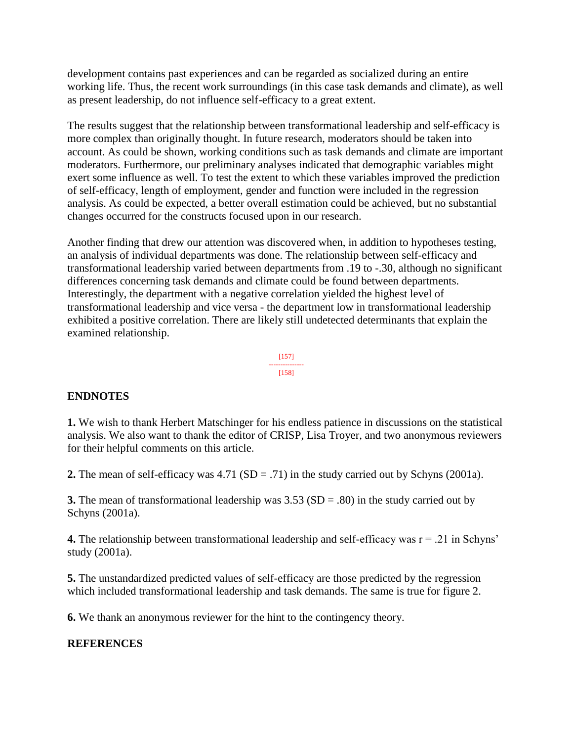development contains past experiences and can be regarded as socialized during an entire working life. Thus, the recent work surroundings (in this case task demands and climate), as well as present leadership, do not influence self-efficacy to a great extent.

The results suggest that the relationship between transformational leadership and self-efficacy is more complex than originally thought. In future research, moderators should be taken into account. As could be shown, working conditions such as task demands and climate are important moderators. Furthermore, our preliminary analyses indicated that demographic variables might exert some influence as well. To test the extent to which these variables improved the prediction of self-efficacy, length of employment, gender and function were included in the regression analysis. As could be expected, a better overall estimation could be achieved, but no substantial changes occurred for the constructs focused upon in our research.

Another finding that drew our attention was discovered when, in addition to hypotheses testing, an analysis of individual departments was done. The relationship between self-efficacy and transformational leadership varied between departments from .19 to -.30, although no significant differences concerning task demands and climate could be found between departments. Interestingly, the department with a negative correlation yielded the highest level of transformational leadership and vice versa - the department low in transformational leadership exhibited a positive correlation. There are likely still undetected determinants that explain the examined relationship.

## ENDNOTES

**1.** We wish to thank Herbert Matschinger for his endless patience in discussions on the statistical analysis. We also want to thank the editor of CRISP, Lisa Troyer, and two anonymous reviewers for their helpful comments on this article.

**2.** The mean of self-efficacy was 4.71 (SD = .71) in the study carried out by Schyns (2001a).

**3.** The mean of transformational leadership was 3.53 (SD = .80) in the study carried out by Schyns (2001a).

**4.** The relationship between transformational leadership and self-efficacy was r = .21 in Schyns' study (2001a).

**5.** The unstandardized predicted values of self-efficacy are those predicted by the regression which included transformational leadership and task demands. The same is true for figure 2.

**6.** We thank an anonymous reviewer for the hint to the contingency theory.

## REFERENCES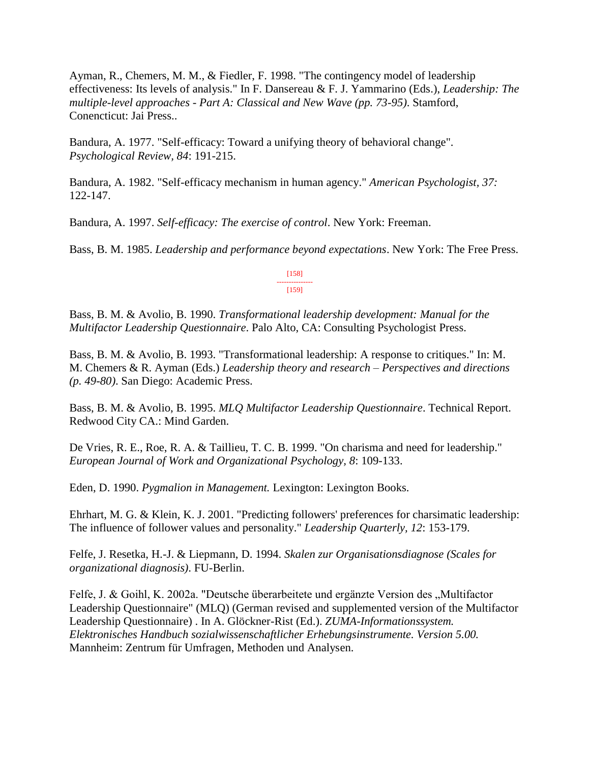Ayman, R., Chemers, M. M., & Fiedler, F. 1998. "The contingency model of leadership effectiveness: Its levels of analysis." In F. Dansereau & F. J. Yammarino (Eds.), *Leadership: The multiple-level approaches - Part A: Classical and New Wave (pp. 73-95).* Stamford, Conencticut: Jai Press..

Bandura, A. 1977. "Self-efficacy: Toward a unifying theory of behavioral change". *Psychological Review, 84*: 191-215.

Bandura, A. 1982. "Self-efficacy mechanism in human agency." *American Psychologist, 37:* 122-147.

Bandura, A. 1997. *Self-efficacy: The exercise of control*. New York: Freeman.

Bass, B. M. 1985. *Leadership and performance beyond expectations*. New York: The Free Press.

[158]
---------------
[159]

Bass, B. M. & Avolio, B. 1990. *Transformational leadership development: Manual for the Multifactor Leadership Questionnaire*. Palo Alto, CA: Consulting Psychologist Press.

Bass, B. M. & Avolio, B. 1993. "Transformational leadership: A response to critiques." In: M. M. Chemers & R. Ayman (Eds.) *Leadership theory and research – Perspectives and directions (p. 49-80)*. San Diego: Academic Press.

Bass, B. M. & Avolio, B. 1995. *MLQ Multifactor Leadership Questionnaire*. Technical Report. Redwood City CA.: Mind Garden.

De Vries, R. E., Roe, R. A. & Taillieu, T. C. B. 1999. "On charisma and need for leadership." *European Journal of Work and Organizational Psychology, 8*: 109-133.

Eden, D. 1990. *Pygmalion in Management.* Lexington: Lexington Books.

Ehrhart, M. G. & Klein, K. J. 2001. "Predicting followers' preferences for charsimatic leadership: The influence of follower values and personality." *Leadership Quarterly, 12*: 153-179.

Felfe, J. Resetka, H.-J. & Liepmann, D. 1994. *Skalen zur Organisationsdiagnose (Scales for organizational diagnosis)*. FU-Berlin.

Felfe, J. & Goihl, K. 2002a. "Deutsche überarbeitete und ergänzte Version des „Multifactor Leadership Questionnaire" (MLQ) (German revised and supplemented version of the Multifactor Leadership Questionnaire) . In A. Glöckner-Rist (Ed.). *ZUMA-Informationssystem. Elektronisches Handbuch sozialwissenschaftlicher Erhebungsinstrumente. Version 5.00.* Mannheim: Zentrum für Umfragen, Methoden und Analysen.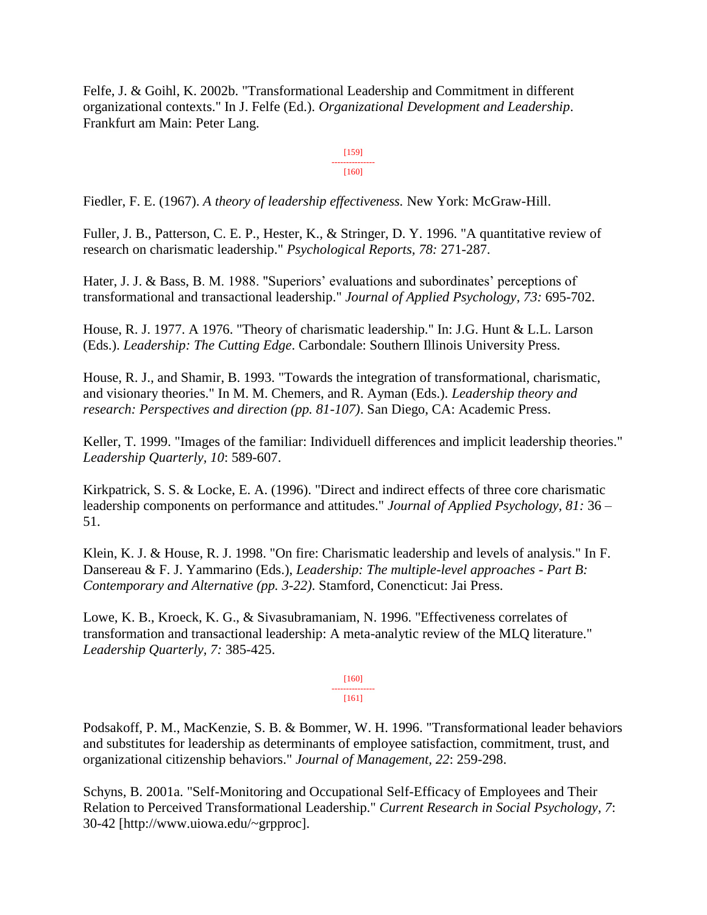Felfe, J. & Goihl, K. 2002b. "Transformational Leadership and Commitment in different organizational contexts." In J. Felfe (Ed.). *Organizational Development and Leadership*. Frankfurt am Main: Peter Lang.

Fiedler, F. E. (1967). *A theory of leadership effectiveness.* New York: McGraw-Hill.

Fuller, J. B., Patterson, C. E. P., Hester, K., & Stringer, D. Y. 1996. "A quantitative review of research on charismatic leadership." *Psychological Reports, 78:* 271-287.

Hater, J. J. & Bass, B. M. 1988. "Superiors' evaluations and subordinates' perceptions of transformational and transactional leadership." *Journal of Applied Psychology, 73:* 695-702.

House, R. J. 1977. A 1976. "Theory of charismatic leadership." In: J.G. Hunt & L.L. Larson (Eds.). *Leadership: The Cutting Edge*. Carbondale: Southern Illinois University Press.

House, R. J., and Shamir, B. 1993. "Towards the integration of transformational, charismatic, and visionary theories." In M. M. Chemers, and R. Ayman (Eds.). *Leadership theory and research: Perspectives and direction (pp. 81-107)*. San Diego, CA: Academic Press.

Keller, T. 1999. "Images of the familiar: Individuell differences and implicit leadership theories." *Leadership Quarterly, 10*: 589-607.

Kirkpatrick, S. S. & Locke, E. A. (1996). "Direct and indirect effects of three core charismatic leadership components on performance and attitudes." *Journal of Applied Psychology, 81:* 36 – 51.

Klein, K. J. & House, R. J. 1998. "On fire: Charismatic leadership and levels of analysis." In F. Dansereau & F. J. Yammarino (Eds.), *Leadership: The multiple-level approaches - Part B: Contemporary and Alternative (pp. 3-22)*. Stamford, Conencticut: Jai Press.

Lowe, K. B., Kroeck, K. G., & Sivasubramaniam, N. 1996. "Effectiveness correlates of transformation and transactional leadership: A meta-analytic review of the MLQ literature." *Leadership Quarterly, 7:* 385-425.

Podsakoff, P. M., MacKenzie, S. B. & Bommer, W. H. 1996. "Transformational leader behaviors and substitutes for leadership as determinants of employee satisfaction, commitment, trust, and organizational citizenship behaviors." *Journal of Management, 22*: 259-298.

Schyns, B. 2001a. "Self-Monitoring and Occupational Self-Efficacy of Employees and Their Relation to Perceived Transformational Leadership." *Current Research in Social Psychology, 7*: 30-42 [http://www.uiowa.edu/~grpproc].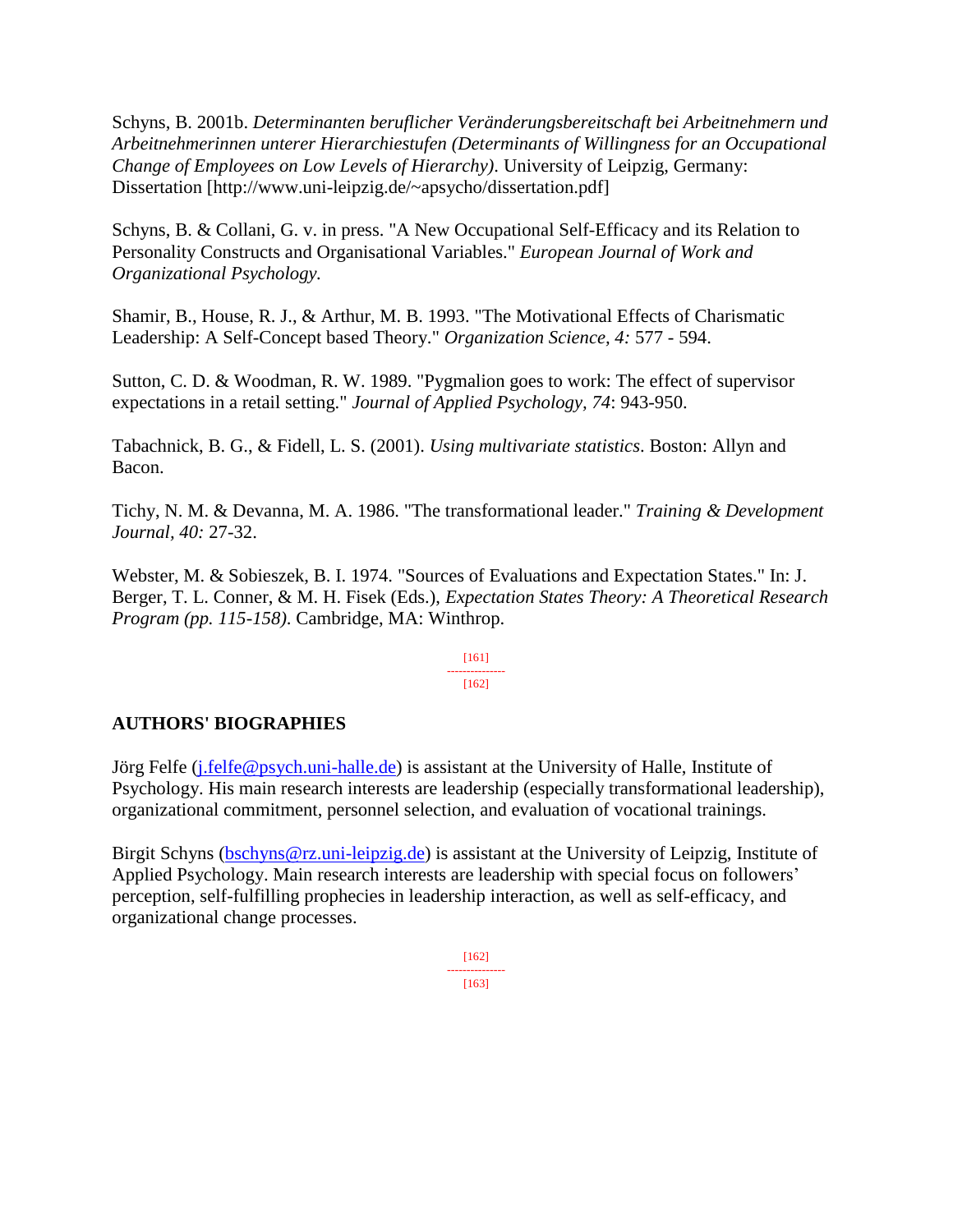Schyns, B. 2001b. *Determinanten beruflicher Veränderungsbereitschaft bei Arbeitnehmern und Arbeitnehmerinnen unterer Hierarchiestufen (Determinants of Willingness for an Occupational Change of Employees on Low Levels of Hierarchy)*. University of Leipzig, Germany: Dissertation [http://www.uni-leipzig.de/~apsycho/dissertation.pdf]

Schyns, B. & Collani, G. v. in press. "A New Occupational Self-Efficacy and its Relation to Personality Constructs and Organisational Variables." *European Journal of Work and Organizational Psychology.*

Shamir, B., House, R. J., & Arthur, M. B. 1993. "The Motivational Effects of Charismatic Leadership: A Self-Concept based Theory." *Organization Science, 4:* 577 - 594.

Sutton, C. D. & Woodman, R. W. 1989. "Pygmalion goes to work: The effect of supervisor expectations in a retail setting." *Journal of Applied Psychology, 74*: 943-950.

Tabachnick, B. G., & Fidell, L. S. (2001). *Using multivariate statistics*. Boston: Allyn and Bacon.

Tichy, N. M. & Devanna, M. A. 1986. "The transformational leader." *Training & Development Journal, 40:* 27-32.

Webster, M. & Sobieszek, B. I. 1974. "Sources of Evaluations and Expectation States." In: J. Berger, T. L. Conner, & M. H. Fisek (Eds.), *Expectation States Theory: A Theoretical Research Program (pp. 115-158)*. Cambridge, MA: Winthrop.

## AUTHORS' BIOGRAPHIES

Jörg Felfe (j.felfe@psych.uni-halle.de) is assistant at the University of Halle, Institute of Psychology. His main research interests are leadership (especially transformational leadership), organizational commitment, personnel selection, and evaluation of vocational trainings.

Birgit Schyns (bschyns@rz.uni-leipzig.de) is assistant at the University of Leipzig, Institute of Applied Psychology. Main research interests are leadership with special focus on followers' perception, self-fulfilling prophecies in leadership interaction, as well as self-efficacy, and organizational change processes.